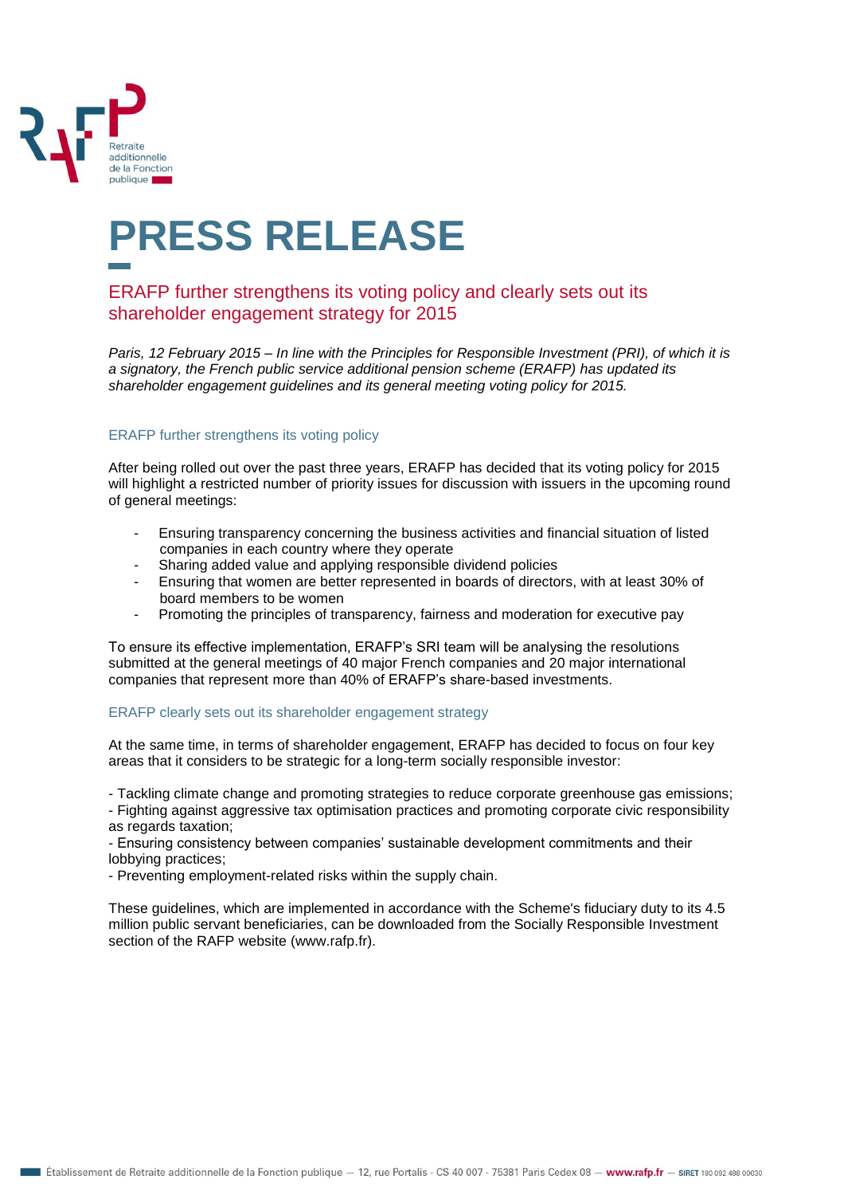Retraite additionnelle de la Fonction publique

# PRESS RELEASE

## ERAFP further strengthens its voting policy and clearly sets out its shareholder engagement strategy for 2015

*Paris, 12 February 2015 – In line with the Principles for Responsible Investment (PRI), of which it is a signatory, the French public service additional pension scheme (ERAFP) has updated its shareholder engagement guidelines and its general meeting voting policy for 2015.*

### ERAFP further strengthens its voting policy

After being rolled out over the past three years, ERAFP has decided that its voting policy for 2015 will highlight a restricted number of priority issues for discussion with issuers in the upcoming round of general meetings:

- Ensuring transparency concerning the business activities and financial situation of listed companies in each country where they operate
- Sharing added value and applying responsible dividend policies
- Ensuring that women are better represented in boards of directors, with at least 30% of board members to be women
- Promoting the principles of transparency, fairness and moderation for executive pay

To ensure its effective implementation, ERAFP's SRI team will be analysing the resolutions submitted at the general meetings of 40 major French companies and 20 major international companies that represent more than 40% of ERAFP's share-based investments.

### ERAFP clearly sets out its shareholder engagement strategy

At the same time, in terms of shareholder engagement, ERAFP has decided to focus on four key areas that it considers to be strategic for a long-term socially responsible investor:

- Tackling climate change and promoting strategies to reduce corporate greenhouse gas emissions;
- Fighting against aggressive tax optimisation practices and promoting corporate civic responsibility as regards taxation;
- Ensuring consistency between companies' sustainable development commitments and their lobbying practices;
- Preventing employment-related risks within the supply chain.

These guidelines, which are implemented in accordance with the Scheme's fiduciary duty to its 4.5 million public servant beneficiaries, can be downloaded from the Socially Responsible Investment section of the RAFP website (www.rafp.fr).

Établissement de Retraite additionnelle de la Fonction publique — 12, rue Portalis - CS 40 007 - 75381 Paris Cedex 08 — www.rafp.fr — SIRET 180 092 488 00030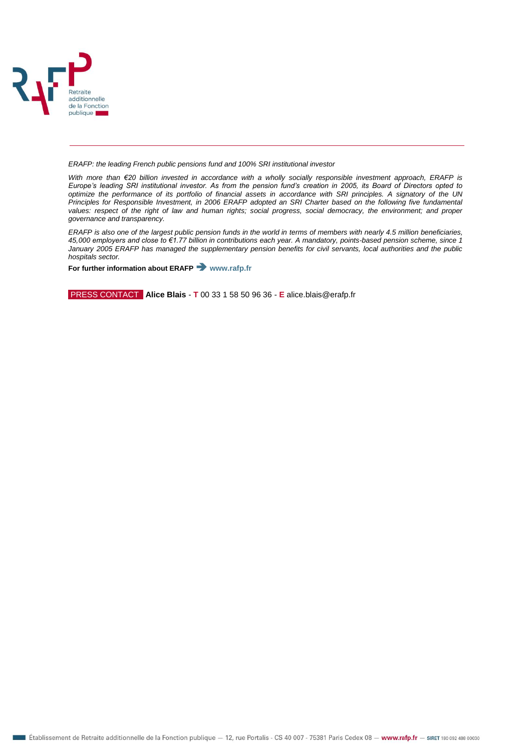*ERAFP: the leading French public pensions fund and 100% SRI institutional investor*

*With more than €20 billion invested in accordance with a wholly socially responsible investment approach, ERAFP is Europe's leading SRI institutional investor. As from the pension fund's creation in 2005, its Board of Directors opted to optimize the performance of its portfolio of financial assets in accordance with SRI principles. A signatory of the UN Principles for Responsible Investment, in 2006 ERAFP adopted an SRI Charter based on the following five fundamental values: respect of the right of law and human rights; social progress, social democracy, the environment; and proper governance and transparency.*

*ERAFP is also one of the largest public pension funds in the world in terms of members with nearly 4.5 million beneficiaries, 45,000 employers and close to €1.77 billion in contributions each year. A mandatory, points-based pension scheme, since 1 January 2005 ERAFP has managed the supplementary pension benefits for civil servants, local authorities and the public hospitals sector.*

**For further information about ERAFP** ➔ **www.rafp.fr**

PRESS CONTACT **Alice Blais** - **T** 00 33 1 58 50 96 36 - **E** alice.blais@erafp.fr